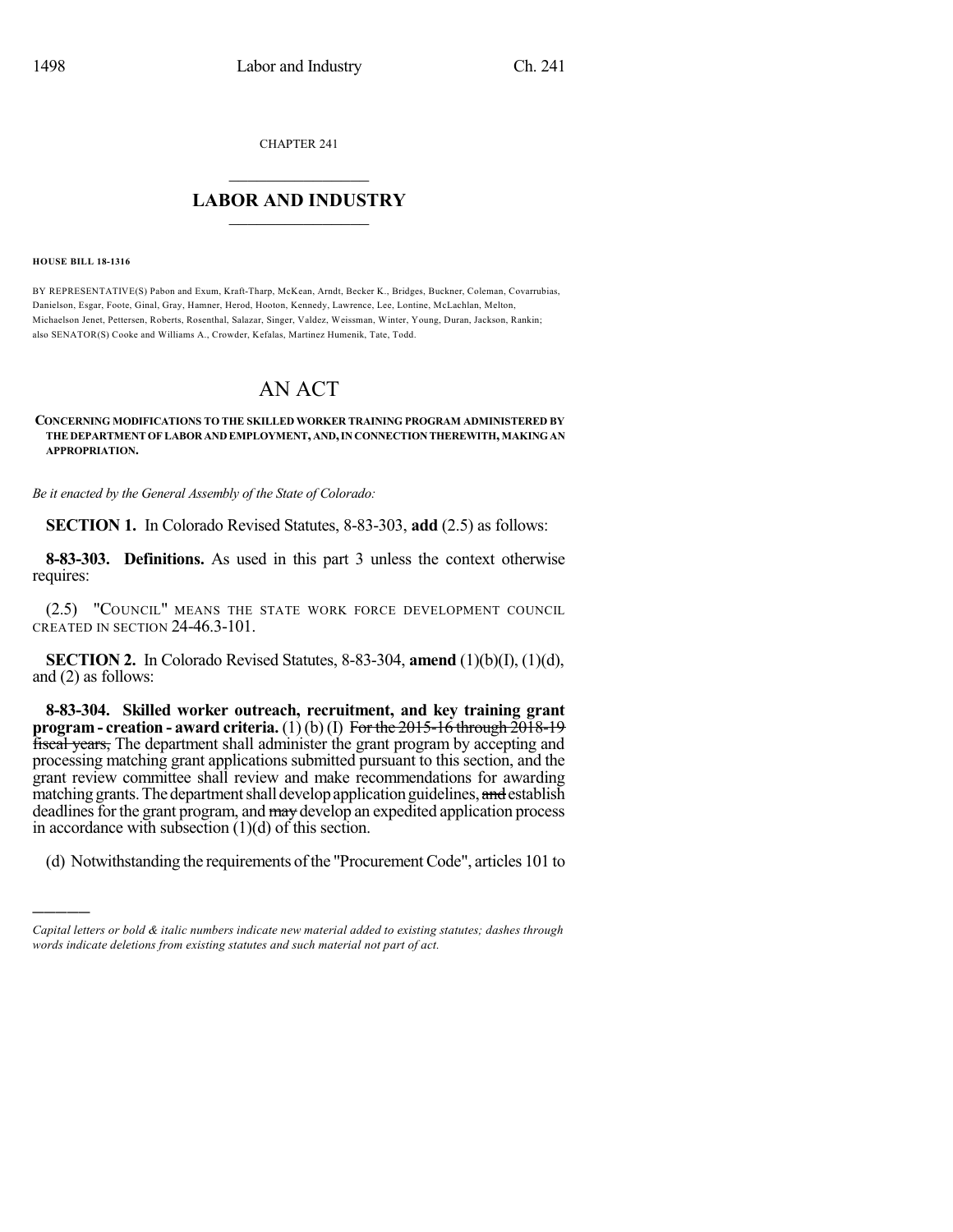CHAPTER 241

## LABOR AND INDUSTRY

**HOUSE BILL 18-1316**

BY REPRESENTATIVE(S) Pabon and Exum, Kraft-Tharp, McKean, Arndt, Becker K., Bridges, Buckner, Coleman, Covarrubias, Danielson, Esgar, Foote, Ginal, Gray, Hamner, Herod, Hooton, Kennedy, Lawrence, Lee, Lontine, McLachlan, Melton, Michaelson Jenet, Pettersen, Roberts, Rosenthal, Salazar, Singer, Valdez, Weissman, Winter, Young, Duran, Jackson, Rankin; also SENATOR(S) Cooke and Williams A., Crowder, Kefalas, Martinez Humenik, Tate, Todd.

# AN ACT

**CONCERNING MODIFICATIONS TO THE SKILLED WORKER TRAINING PROGRAM ADMINISTERED BY THE DEPARTMENT OF LABOR AND EMPLOYMENT, AND, IN CONNECTION THEREWITH, MAKING AN APPROPRIATION.**

*Be it enacted by the General Assembly of the State of Colorado:*

**SECTION 1.** In Colorado Revised Statutes, 8-83-303, **add** (2.5) as follows:

**8-83-303. Definitions.** As used in this part 3 unless the context otherwise requires:

(2.5) "COUNCIL" MEANS THE STATE WORK FORCE DEVELOPMENT COUNCIL CREATED IN SECTION 24-46.3-101.

**SECTION 2.** In Colorado Revised Statutes, 8-83-304, **amend** (1)(b)(I), (1)(d), and (2) as follows:

**8-83-304. Skilled worker outreach, recruitment, and key training grant program - creation - award criteria.** (1) (b) (I) ~~For the 2015-16 through 2018-19 fiscal years,~~ The department shall administer the grant program by accepting and processing matching grant applications submitted pursuant to this section, and the grant review committee shall review and make recommendations for awarding matching grants. The department shall develop application guidelines, ~~and~~ establish deadlines for the grant program, and ~~may~~ develop an expedited application process in accordance with subsection (1)(d) of this section.

(d) Notwithstanding the requirements of the "Procurement Code", articles 101 to

---

*Capital letters or bold & italic numbers indicate new material added to existing statutes; dashes through words indicate deletions from existing statutes and such material not part of act.*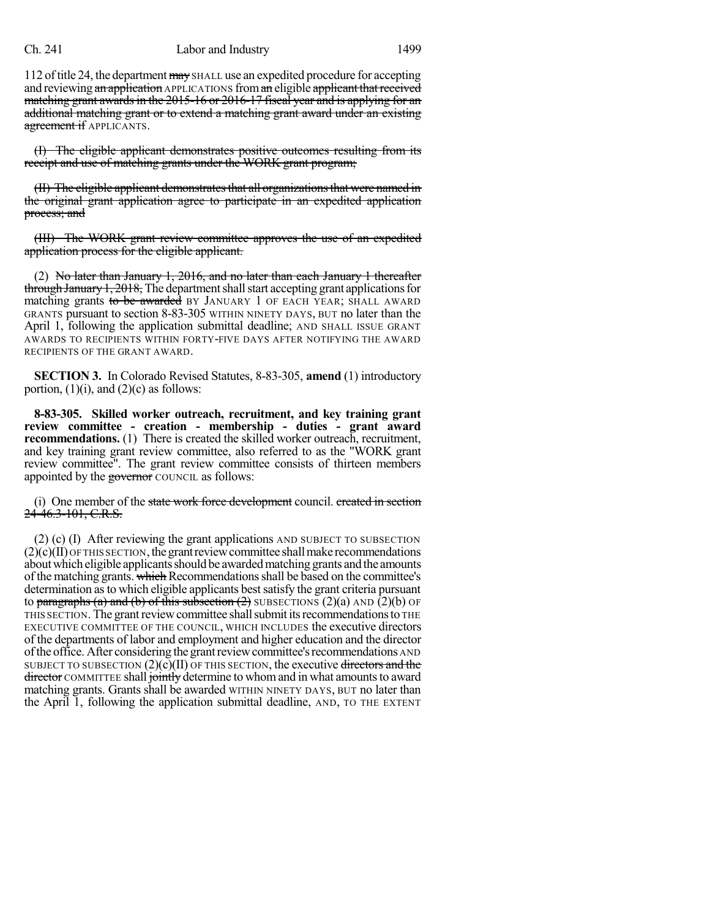112 of title 24, the department ~~may~~ SHALL use an expedited procedure for accepting and reviewing ~~an application~~ APPLICATIONS from ~~an~~ eligible ~~applicant that received matching grant awards in the 2015-16 or 2016-17 fiscal year and is applying for an additional matching grant or to extend a matching grant award under an existing agreement if~~ APPLICANTS.

~~(I) The eligible applicant demonstrates positive outcomes resulting from its receipt and use of matching grants under the WORK grant program;~~

~~(II) The eligible applicant demonstrates that all organizations that were named in the original grant application agree to participate in an expedited application process; and~~

~~(III) The WORK grant review committee approves the use of an expedited application process for the eligible applicant.~~

(2) ~~No later than January 1, 2016, and no later than each January 1 thereafter through January 1, 2018,~~ The department shall start accepting grant applications for matching grants ~~to be awarded~~ BY JANUARY 1 OF EACH YEAR; SHALL AWARD GRANTS pursuant to section 8-83-305 WITHIN NINETY DAYS, BUT no later than the April 1, following the application submittal deadline; AND SHALL ISSUE GRANT AWARDS TO RECIPIENTS WITHIN FORTY-FIVE DAYS AFTER NOTIFYING THE AWARD RECIPIENTS OF THE GRANT AWARD.

**SECTION 3.** In Colorado Revised Statutes, 8-83-305, **amend** (1) introductory portion, (1)(i), and (2)(c) as follows:

**8-83-305. Skilled worker outreach, recruitment, and key training grant review committee - creation - membership - duties - grant award recommendations.** (1) There is created the skilled worker outreach, recruitment, and key training grant review committee, also referred to as the "WORK grant review committee". The grant review committee consists of thirteen members appointed by the ~~governor~~ COUNCIL as follows:

(i) One member of the ~~state work force development~~ council. ~~created in section 24-46.3-101, C.R.S.~~

(2) (c) (I) After reviewing the grant applications AND SUBJECT TO SUBSECTION (2)(c)(II) OF THIS SECTION, the grant review committee shall make recommendations about which eligible applicants should be awarded matching grants and the amounts of the matching grants. ~~which~~ Recommendations shall be based on the committee's determination as to which eligible applicants best satisfy the grant criteria pursuant to ~~paragraphs (a) and (b) of this subsection (2)~~ SUBSECTIONS (2)(a) AND (2)(b) OF THIS SECTION. The grant review committee shall submit its recommendations to THE EXECUTIVE COMMITTEE OF THE COUNCIL, WHICH INCLUDES the executive directors of the departments of labor and employment and higher education and the director of the office. After considering the grant review committee's recommendations AND SUBJECT TO SUBSECTION (2)(c)(II) OF THIS SECTION, the executive ~~directors and the director~~ COMMITTEE shall ~~jointly~~ determine to whom and in what amounts to award matching grants. Grants shall be awarded WITHIN NINETY DAYS, BUT no later than the April 1, following the application submittal deadline, AND, TO THE EXTENT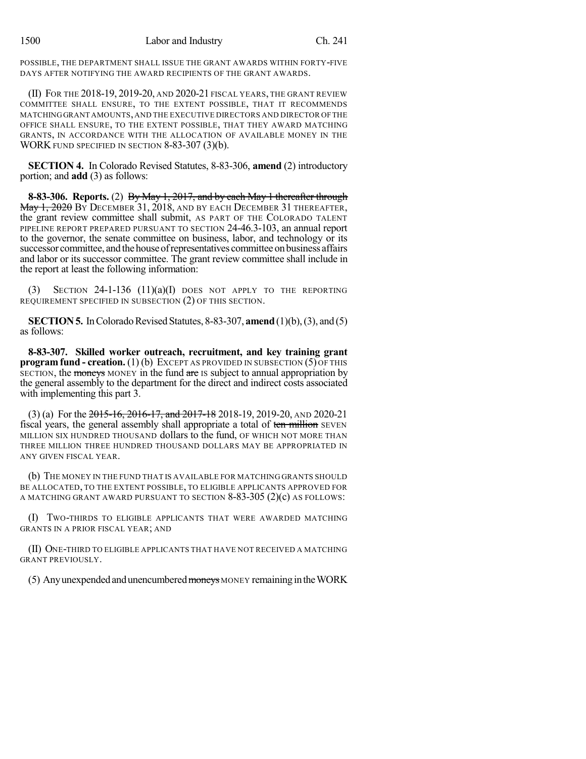POSSIBLE, THE DEPARTMENT SHALL ISSUE THE GRANT AWARDS WITHIN FORTY-FIVE DAYS AFTER NOTIFYING THE AWARD RECIPIENTS OF THE GRANT AWARDS.

(II) FOR THE 2018-19, 2019-20, AND 2020-21 FISCAL YEARS, THE GRANT REVIEW COMMITTEE SHALL ENSURE, TO THE EXTENT POSSIBLE, THAT IT RECOMMENDS MATCHING GRANT AMOUNTS, AND THE EXECUTIVE DIRECTORS AND DIRECTOR OF THE OFFICE SHALL ENSURE, TO THE EXTENT POSSIBLE, THAT THEY AWARD MATCHING GRANTS, IN ACCORDANCE WITH THE ALLOCATION OF AVAILABLE MONEY IN THE WORK FUND SPECIFIED IN SECTION 8-83-307 (3)(b).

**SECTION 4.** In Colorado Revised Statutes, 8-83-306, **amend** (2) introductory portion; and **add** (3) as follows:

**8-83-306. Reports.** (2) ~~By May 1, 2017, and by each May 1 thereafter through May 1, 2020~~ BY DECEMBER 31, 2018, AND BY EACH DECEMBER 31 THEREAFTER, the grant review committee shall submit, AS PART OF THE COLORADO TALENT PIPELINE REPORT PREPARED PURSUANT TO SECTION 24-46.3-103, an annual report to the governor, the senate committee on business, labor, and technology or its successor committee, and the house of representatives committee on business affairs and labor or its successor committee. The grant review committee shall include in the report at least the following information:

(3) SECTION 24-1-136 (11)(a)(I) DOES NOT APPLY TO THE REPORTING REQUIREMENT SPECIFIED IN SUBSECTION (2) OF THIS SECTION.

**SECTION 5.** In Colorado Revised Statutes, 8-83-307, **amend** (1)(b), (3), and (5) as follows:

**8-83-307. Skilled worker outreach, recruitment, and key training grant program fund - creation.** (1) (b) EXCEPT AS PROVIDED IN SUBSECTION (5) OF THIS SECTION, the ~~moneys~~ MONEY in the fund ~~are~~ IS subject to annual appropriation by the general assembly to the department for the direct and indirect costs associated with implementing this part 3.

(3) (a) For the ~~2015-16, 2016-17, and 2017-18~~ 2018-19, 2019-20, AND 2020-21 fiscal years, the general assembly shall appropriate a total of ~~ten million~~ SEVEN MILLION SIX HUNDRED THOUSAND dollars to the fund, OF WHICH NOT MORE THAN THREE MILLION THREE HUNDRED THOUSAND DOLLARS MAY BE APPROPRIATED IN ANY GIVEN FISCAL YEAR.

(b) THE MONEY IN THE FUND THAT IS AVAILABLE FOR MATCHING GRANTS SHOULD BE ALLOCATED, TO THE EXTENT POSSIBLE, TO ELIGIBLE APPLICANTS APPROVED FOR A MATCHING GRANT AWARD PURSUANT TO SECTION 8-83-305 (2)(c) AS FOLLOWS:

(I) TWO-THIRDS TO ELIGIBLE APPLICANTS THAT WERE AWARDED MATCHING GRANTS IN A PRIOR FISCAL YEAR; AND

(II) ONE-THIRD TO ELIGIBLE APPLICANTS THAT HAVE NOT RECEIVED A MATCHING GRANT PREVIOUSLY.

(5) Any unexpended and unencumbered ~~moneys~~ MONEY remaining in the WORK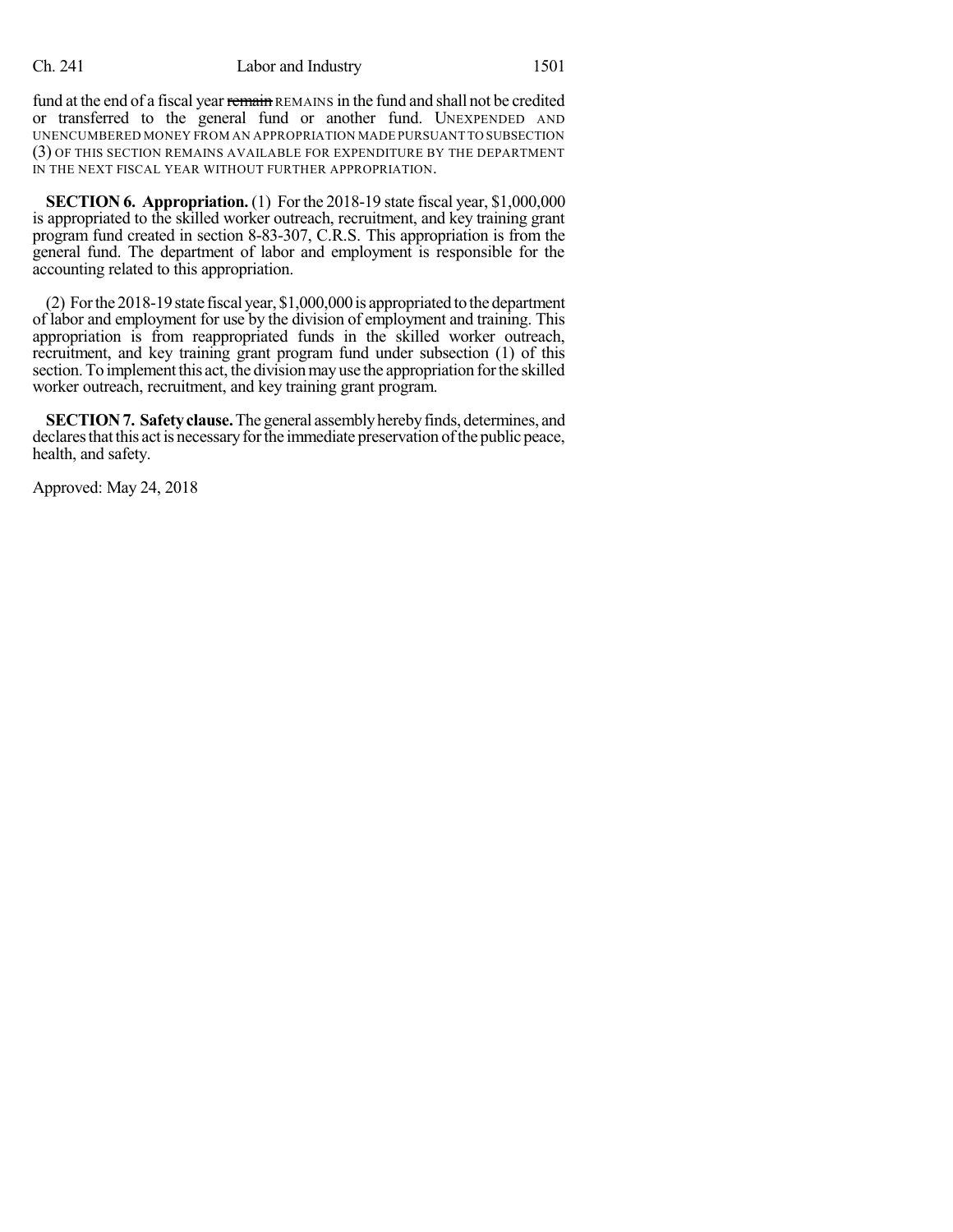fund at the end of a fiscal year ~~remain~~ REMAINS in the fund and shall not be credited or transferred to the general fund or another fund. UNEXPENDED AND UNENCUMBERED MONEY FROM AN APPROPRIATION MADE PURSUANT TO SUBSECTION (3) OF THIS SECTION REMAINS AVAILABLE FOR EXPENDITURE BY THE DEPARTMENT IN THE NEXT FISCAL YEAR WITHOUT FURTHER APPROPRIATION.

**SECTION 6. Appropriation.** (1) For the 2018-19 state fiscal year, $1,000,000 is appropriated to the skilled worker outreach, recruitment, and key training grant program fund created in section 8-83-307, C.R.S. This appropriation is from the general fund. The department of labor and employment is responsible for the accounting related to this appropriation.

(2) For the 2018-19 state fiscal year, $1,000,000 is appropriated to the department of labor and employment for use by the division of employment and training. This appropriation is from reappropriated funds in the skilled worker outreach, recruitment, and key training grant program fund under subsection (1) of this section. To implement this act, the division may use the appropriation for the skilled worker outreach, recruitment, and key training grant program.

**SECTION 7. Safety clause.** The general assembly hereby finds, determines, and declares that this act is necessary for the immediate preservation of the public peace, health, and safety.

Approved: May 24, 2018